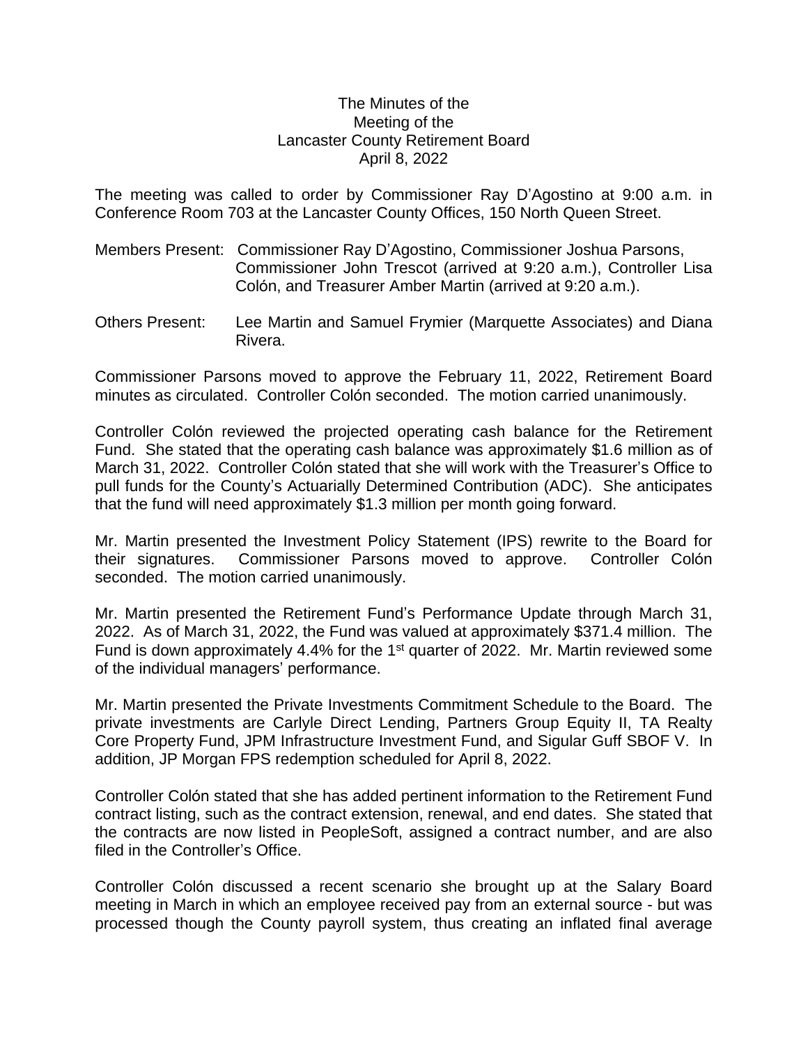The Minutes of the
Meeting of the
Lancaster County Retirement Board
April 8, 2022

The meeting was called to order by Commissioner Ray D'Agostino at 9:00 a.m. in Conference Room 703 at the Lancaster County Offices, 150 North Queen Street.

Members Present: Commissioner Ray D'Agostino, Commissioner Joshua Parsons, Commissioner John Trescot (arrived at 9:20 a.m.), Controller Lisa Colón, and Treasurer Amber Martin (arrived at 9:20 a.m.).

Others Present: Lee Martin and Samuel Frymier (Marquette Associates) and Diana Rivera.

Commissioner Parsons moved to approve the February 11, 2022, Retirement Board minutes as circulated. Controller Colón seconded. The motion carried unanimously.

Controller Colón reviewed the projected operating cash balance for the Retirement Fund. She stated that the operating cash balance was approximately $1.6 million as of March 31, 2022. Controller Colón stated that she will work with the Treasurer's Office to pull funds for the County's Actuarially Determined Contribution (ADC). She anticipates that the fund will need approximately $1.3 million per month going forward.

Mr. Martin presented the Investment Policy Statement (IPS) rewrite to the Board for their signatures. Commissioner Parsons moved to approve. Controller Colón seconded. The motion carried unanimously.

Mr. Martin presented the Retirement Fund's Performance Update through March 31, 2022. As of March 31, 2022, the Fund was valued at approximately $371.4 million. The Fund is down approximately 4.4% for the 1st quarter of 2022. Mr. Martin reviewed some of the individual managers' performance.

Mr. Martin presented the Private Investments Commitment Schedule to the Board. The private investments are Carlyle Direct Lending, Partners Group Equity II, TA Realty Core Property Fund, JPM Infrastructure Investment Fund, and Sigular Guff SBOF V. In addition, JP Morgan FPS redemption scheduled for April 8, 2022.

Controller Colón stated that she has added pertinent information to the Retirement Fund contract listing, such as the contract extension, renewal, and end dates. She stated that the contracts are now listed in PeopleSoft, assigned a contract number, and are also filed in the Controller's Office.

Controller Colón discussed a recent scenario she brought up at the Salary Board meeting in March in which an employee received pay from an external source - but was processed though the County payroll system, thus creating an inflated final average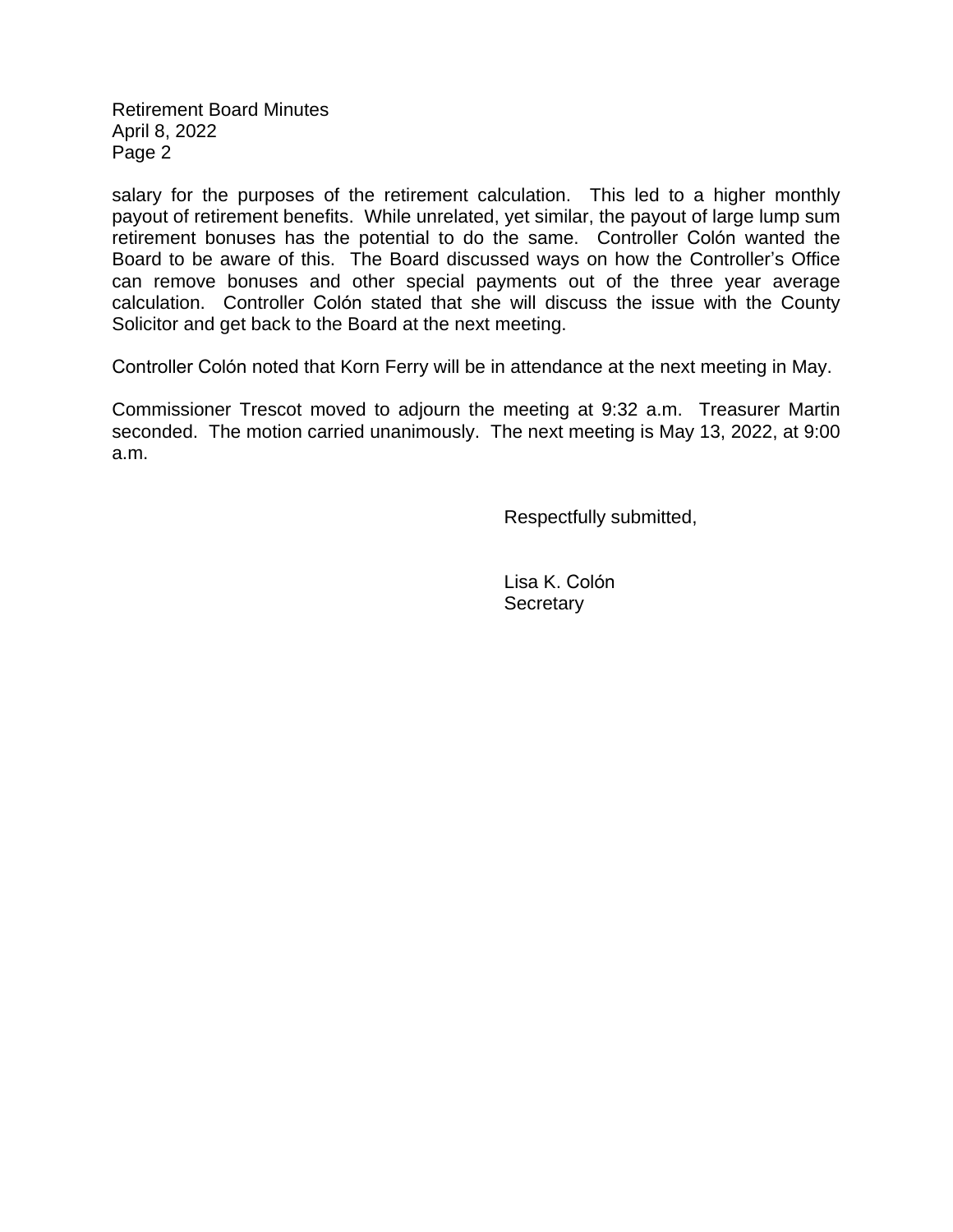salary for the purposes of the retirement calculation. This led to a higher monthly payout of retirement benefits. While unrelated, yet similar, the payout of large lump sum retirement bonuses has the potential to do the same. Controller Colón wanted the Board to be aware of this. The Board discussed ways on how the Controller's Office can remove bonuses and other special payments out of the three year average calculation. Controller Colón stated that she will discuss the issue with the County Solicitor and get back to the Board at the next meeting.

Controller Colón noted that Korn Ferry will be in attendance at the next meeting in May.

Commissioner Trescot moved to adjourn the meeting at 9:32 a.m. Treasurer Martin seconded. The motion carried unanimously. The next meeting is May 13, 2022, at 9:00 a.m.

Respectfully submitted,

Lisa K. Colón
Secretary